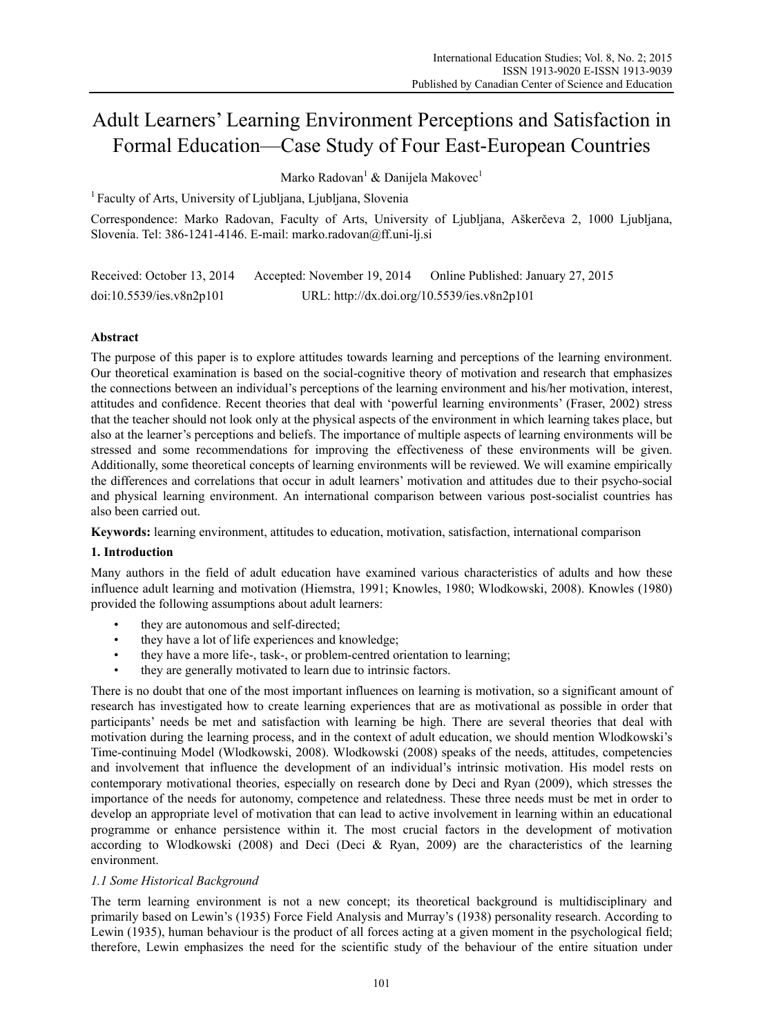# Adult Learners' Learning Environment Perceptions and Satisfaction in Formal Education—Case Study of Four East-European Countries

Marko Radovan[1] & Danijela Makovec[1]

[1] Faculty of Arts, University of Ljubljana, Ljubljana, Slovenia

Correspondence: Marko Radovan, Faculty of Arts, University of Ljubljana, Aškerčeva 2, 1000 Ljubljana, Slovenia. Tel: 386-1241-4146. E-mail: marko.radovan@ff.uni-lj.si

Received: October 13, 2014  Accepted: November 19, 2014  Online Published: January 27, 2015

doi:10.5539/ies.v8n2p101  URL: http://dx.doi.org/10.5539/ies.v8n2p101

## Abstract

The purpose of this paper is to explore attitudes towards learning and perceptions of the learning environment. Our theoretical examination is based on the social-cognitive theory of motivation and research that emphasizes the connections between an individual's perceptions of the learning environment and his/her motivation, interest, attitudes and confidence. Recent theories that deal with 'powerful learning environments' (Fraser, 2002) stress that the teacher should not look only at the physical aspects of the environment in which learning takes place, but also at the learner's perceptions and beliefs. The importance of multiple aspects of learning environments will be stressed and some recommendations for improving the effectiveness of these environments will be given. Additionally, some theoretical concepts of learning environments will be reviewed. We will examine empirically the differences and correlations that occur in adult learners' motivation and attitudes due to their psycho-social and physical learning environment. An international comparison between various post-socialist countries has also been carried out.

**Keywords:** learning environment, attitudes to education, motivation, satisfaction, international comparison

## 1. Introduction

Many authors in the field of adult education have examined various characteristics of adults and how these influence adult learning and motivation (Hiemstra, 1991; Knowles, 1980; Wlodkowski, 2008). Knowles (1980) provided the following assumptions about adult learners:

- they are autonomous and self-directed;
- they have a lot of life experiences and knowledge;
- they have a more life-, task-, or problem-centred orientation to learning;
- they are generally motivated to learn due to intrinsic factors.

There is no doubt that one of the most important influences on learning is motivation, so a significant amount of research has investigated how to create learning experiences that are as motivational as possible in order that participants' needs be met and satisfaction with learning be high. There are several theories that deal with motivation during the learning process, and in the context of adult education, we should mention Wlodkowski's Time-continuing Model (Wlodkowski, 2008). Wlodkowski (2008) speaks of the needs, attitudes, competencies and involvement that influence the development of an individual's intrinsic motivation. His model rests on contemporary motivational theories, especially on research done by Deci and Ryan (2009), which stresses the importance of the needs for autonomy, competence and relatedness. These three needs must be met in order to develop an appropriate level of motivation that can lead to active involvement in learning within an educational programme or enhance persistence within it. The most crucial factors in the development of motivation according to Wlodkowski (2008) and Deci (Deci & Ryan, 2009) are the characteristics of the learning environment.

### *1.1 Some Historical Background*

The term learning environment is not a new concept; its theoretical background is multidisciplinary and primarily based on Lewin's (1935) Force Field Analysis and Murray's (1938) personality research. According to Lewin (1935), human behaviour is the product of all forces acting at a given moment in the psychological field; therefore, Lewin emphasizes the need for the scientific study of the behaviour of the entire situation under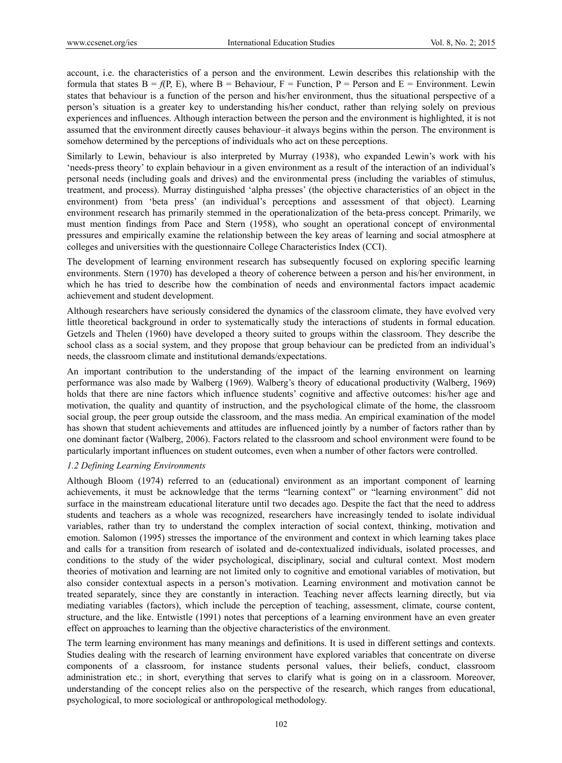account, i.e. the characteristics of a person and the environment. Lewin describes this relationship with the formula that states $B = f(P, E)$, where B = Behaviour, F = Function, P = Person and E = Environment. Lewin states that behaviour is a function of the person and his/her environment, thus the situational perspective of a person's situation is a greater key to understanding his/her conduct, rather than relying solely on previous experiences and influences. Although interaction between the person and the environment is highlighted, it is not assumed that the environment directly causes behaviour–it always begins within the person. The environment is somehow determined by the perceptions of individuals who act on these perceptions.

Similarly to Lewin, behaviour is also interpreted by Murray (1938), who expanded Lewin's work with his 'needs-press theory' to explain behaviour in a given environment as a result of the interaction of an individual's personal needs (including goals and drives) and the environmental press (including the variables of stimulus, treatment, and process). Murray distinguished 'alpha presses' (the objective characteristics of an object in the environment) from 'beta press' (an individual's perceptions and assessment of that object). Learning environment research has primarily stemmed in the operationalization of the beta-press concept. Primarily, we must mention findings from Pace and Stern (1958), who sought an operational concept of environmental pressures and empirically examine the relationship between the key areas of learning and social atmosphere at colleges and universities with the questionnaire College Characteristics Index (CCI).

The development of learning environment research has subsequently focused on exploring specific learning environments. Stern (1970) has developed a theory of coherence between a person and his/her environment, in which he has tried to describe how the combination of needs and environmental factors impact academic achievement and student development.

Although researchers have seriously considered the dynamics of the classroom climate, they have evolved very little theoretical background in order to systematically study the interactions of students in formal education. Getzels and Thelen (1960) have developed a theory suited to groups within the classroom. They describe the school class as a social system, and they propose that group behaviour can be predicted from an individual's needs, the classroom climate and institutional demands/expectations.

An important contribution to the understanding of the impact of the learning environment on learning performance was also made by Walberg (1969). Walberg's theory of educational productivity (Walberg, 1969) holds that there are nine factors which influence students' cognitive and affective outcomes: his/her age and motivation, the quality and quantity of instruction, and the psychological climate of the home, the classroom social group, the peer group outside the classroom, and the mass media. An empirical examination of the model has shown that student achievements and attitudes are influenced jointly by a number of factors rather than by one dominant factor (Walberg, 2006). Factors related to the classroom and school environment were found to be particularly important influences on student outcomes, even when a number of other factors were controlled.

### *1.2 Defining Learning Environments*

Although Bloom (1974) referred to an (educational) environment as an important component of learning achievements, it must be acknowledge that the terms "learning context" or "learning environment" did not surface in the mainstream educational literature until two decades ago. Despite the fact that the need to address students and teachers as a whole was recognized, researchers have increasingly tended to isolate individual variables, rather than try to understand the complex interaction of social context, thinking, motivation and emotion. Salomon (1995) stresses the importance of the environment and context in which learning takes place and calls for a transition from research of isolated and de-contextualized individuals, isolated processes, and conditions to the study of the wider psychological, disciplinary, social and cultural context. Most modern theories of motivation and learning are not limited only to cognitive and emotional variables of motivation, but also consider contextual aspects in a person's motivation. Learning environment and motivation cannot be treated separately, since they are constantly in interaction. Teaching never affects learning directly, but via mediating variables (factors), which include the perception of teaching, assessment, climate, course content, structure, and the like. Entwistle (1991) notes that perceptions of a learning environment have an even greater effect on approaches to learning than the objective characteristics of the environment.

The term learning environment has many meanings and definitions. It is used in different settings and contexts. Studies dealing with the research of learning environment have explored variables that concentrate on diverse components of a classroom, for instance students personal values, their beliefs, conduct, classroom administration etc.; in short, everything that serves to clarify what is going on in a classroom. Moreover, understanding of the concept relies also on the perspective of the research, which ranges from educational, psychological, to more sociological or anthropological methodology.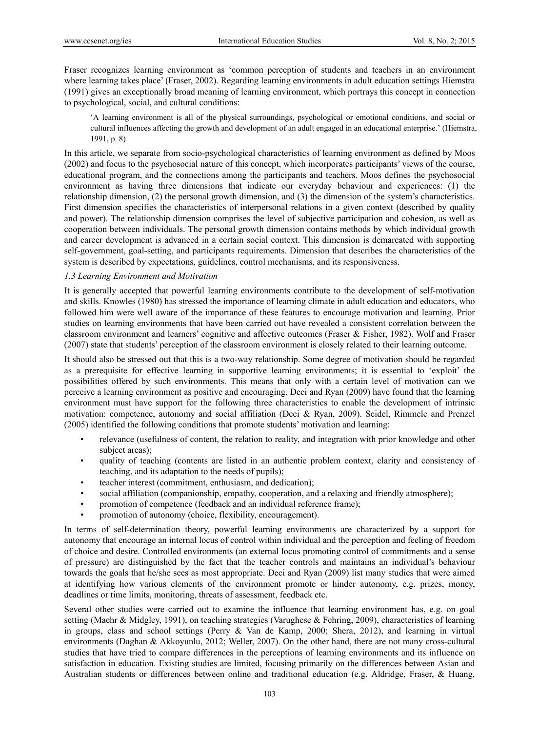Fraser recognizes learning environment as 'common perception of students and teachers in an environment where learning takes place' (Fraser, 2002). Regarding learning environments in adult education settings Hiemstra (1991) gives an exceptionally broad meaning of learning environment, which portrays this concept in connection to psychological, social, and cultural conditions:

> 'A learning environment is all of the physical surroundings, psychological or emotional conditions, and social or cultural influences affecting the growth and development of an adult engaged in an educational enterprise.' (Hiemstra, 1991, p. 8)

In this article, we separate from socio-psychological characteristics of learning environment as defined by Moos (2002) and focus to the psychosocial nature of this concept, which incorporates participants' views of the course, educational program, and the connections among the participants and teachers. Moos defines the psychosocial environment as having three dimensions that indicate our everyday behaviour and experiences: (1) the relationship dimension, (2) the personal growth dimension, and (3) the dimension of the system's characteristics. First dimension specifies the characteristics of interpersonal relations in a given context (described by quality and power). The relationship dimension comprises the level of subjective participation and cohesion, as well as cooperation between individuals. The personal growth dimension contains methods by which individual growth and career development is advanced in a certain social context. This dimension is demarcated with supporting self-government, goal-setting, and participants requirements. Dimension that describes the characteristics of the system is described by expectations, guidelines, control mechanisms, and its responsiveness.

### *1.3 Learning Environment and Motivation*

It is generally accepted that powerful learning environments contribute to the development of self-motivation and skills. Knowles (1980) has stressed the importance of learning climate in adult education and educators, who followed him were well aware of the importance of these features to encourage motivation and learning. Prior studies on learning environments that have been carried out have revealed a consistent correlation between the classroom environment and learners' cognitive and affective outcomes (Fraser & Fisher, 1982). Wolf and Fraser (2007) state that students' perception of the classroom environment is closely related to their learning outcome.

It should also be stressed out that this is a two-way relationship. Some degree of motivation should be regarded as a prerequisite for effective learning in supportive learning environments; it is essential to 'exploit' the possibilities offered by such environments. This means that only with a certain level of motivation can we perceive a learning environment as positive and encouraging. Deci and Ryan (2009) have found that the learning environment must have support for the following three characteristics to enable the development of intrinsic motivation: competence, autonomy and social affiliation (Deci & Ryan, 2009). Seidel, Rimmele and Prenzel (2005) identified the following conditions that promote students' motivation and learning:

- relevance (usefulness of content, the relation to reality, and integration with prior knowledge and other subject areas);
- quality of teaching (contents are listed in an authentic problem context, clarity and consistency of teaching, and its adaptation to the needs of pupils);
- teacher interest (commitment, enthusiasm, and dedication);
- social affiliation (companionship, empathy, cooperation, and a relaxing and friendly atmosphere);
- promotion of competence (feedback and an individual reference frame);
- promotion of autonomy (choice, flexibility, encouragement).

In terms of self-determination theory, powerful learning environments are characterized by a support for autonomy that encourage an internal locus of control within individual and the perception and feeling of freedom of choice and desire. Controlled environments (an external locus promoting control of commitments and a sense of pressure) are distinguished by the fact that the teacher controls and maintains an individual's behaviour towards the goals that he/she sees as most appropriate. Deci and Ryan (2009) list many studies that were aimed at identifying how various elements of the environment promote or hinder autonomy, e.g. prizes, money, deadlines or time limits, monitoring, threats of assessment, feedback etc.

Several other studies were carried out to examine the influence that learning environment has, e.g. on goal setting (Maehr & Midgley, 1991), on teaching strategies (Varughese & Fehring, 2009), characteristics of learning in groups, class and school settings (Perry & Van de Kamp, 2000; Shera, 2012), and learning in virtual environments (Daghan & Akkoyunlu, 2012; Weller, 2007). On the other hand, there are not many cross-cultural studies that have tried to compare differences in the perceptions of learning environments and its influence on satisfaction in education. Existing studies are limited, focusing primarily on the differences between Asian and Australian students or differences between online and traditional education (e.g. Aldridge, Fraser, & Huang,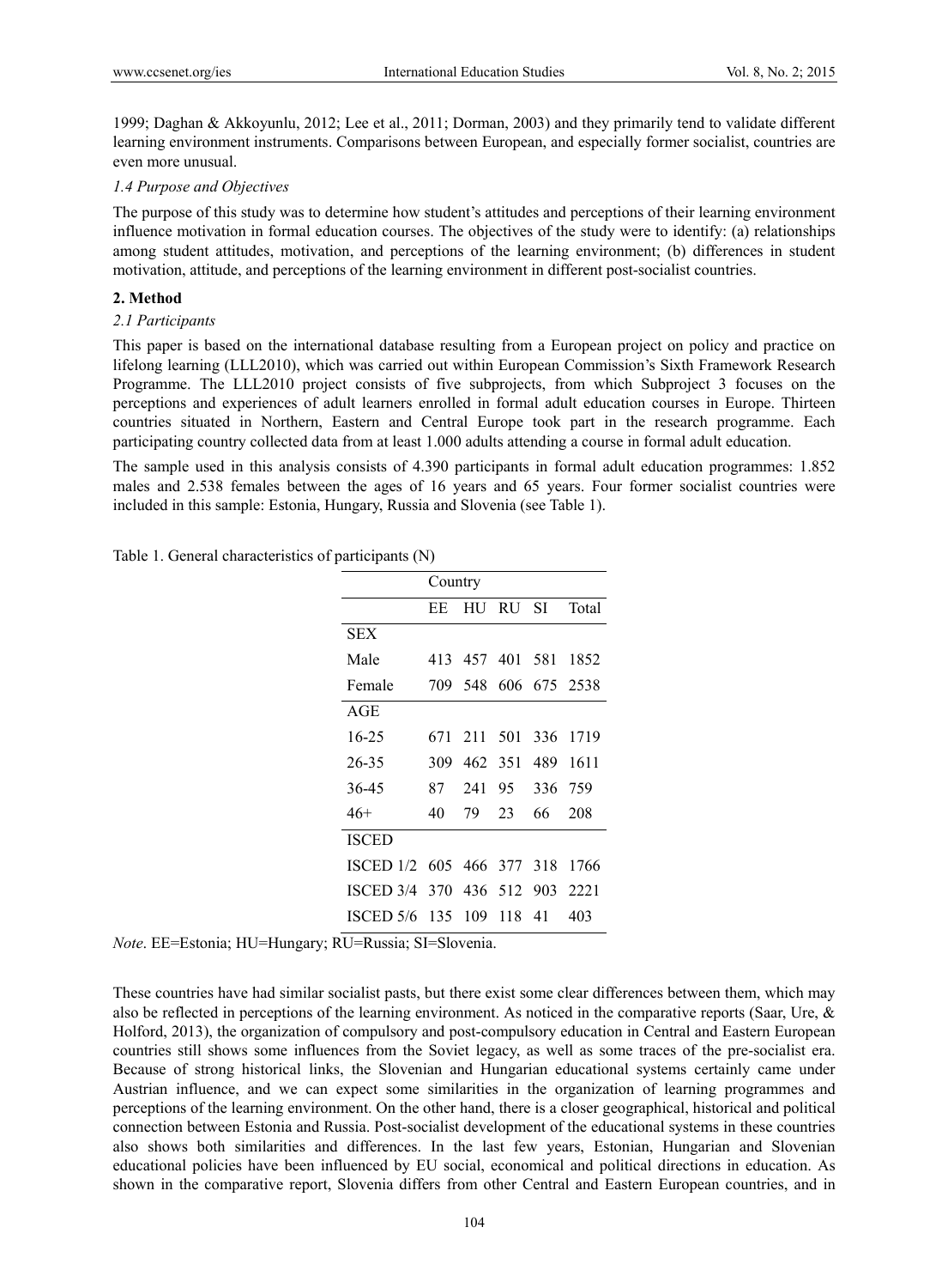1999; Daghan & Akkoyunlu, 2012; Lee et al., 2011; Dorman, 2003) and they primarily tend to validate different learning environment instruments. Comparisons between European, and especially former socialist, countries are even more unusual.

### *1.4 Purpose and Objectives*

The purpose of this study was to determine how student's attitudes and perceptions of their learning environment influence motivation in formal education courses. The objectives of the study were to identify: (a) relationships among student attitudes, motivation, and perceptions of the learning environment; (b) differences in student motivation, attitude, and perceptions of the learning environment in different post-socialist countries.

## **2. Method**

### *2.1 Participants*

This paper is based on the international database resulting from a European project on policy and practice on lifelong learning (LLL2010), which was carried out within European Commission's Sixth Framework Research Programme. The LLL2010 project consists of five subprojects, from which Subproject 3 focuses on the perceptions and experiences of adult learners enrolled in formal adult education courses in Europe. Thirteen countries situated in Northern, Eastern and Central Europe took part in the research programme. Each participating country collected data from at least 1.000 adults attending a course in formal adult education.

The sample used in this analysis consists of 4.390 participants in formal adult education programmes: 1.852 males and 2.538 females between the ages of 16 years and 65 years. Four former socialist countries were included in this sample: Estonia, Hungary, Russia and Slovenia (see Table 1).

Table 1. General characteristics of participants (N)

| | Country | | | | |
|---|---|---|---|---|---|
| | EE | HU | RU | SI | Total |
| SEX | | | | | |
| Male | 413 | 457 | 401 | 581 | 1852 |
| Female | 709 | 548 | 606 | 675 | 2538 |
| AGE | | | | | |
| 16-25 | 671 | 211 | 501 | 336 | 1719 |
| 26-35 | 309 | 462 | 351 | 489 | 1611 |
| 36-45 | 87 | 241 | 95 | 336 | 759 |
| 46+ | 40 | 79 | 23 | 66 | 208 |
| ISCED | | | | | |
| ISCED 1/2 | 605 | 466 | 377 | 318 | 1766 |
| ISCED 3/4 | 370 | 436 | 512 | 903 | 2221 |
| ISCED 5/6 | 135 | 109 | 118 | 41 | 403 |

*Note*. EE=Estonia; HU=Hungary; RU=Russia; SI=Slovenia.

These countries have had similar socialist pasts, but there exist some clear differences between them, which may also be reflected in perceptions of the learning environment. As noticed in the comparative reports (Saar, Ure, & Holford, 2013), the organization of compulsory and post-compulsory education in Central and Eastern European countries still shows some influences from the Soviet legacy, as well as some traces of the pre-socialist era. Because of strong historical links, the Slovenian and Hungarian educational systems certainly came under Austrian influence, and we can expect some similarities in the organization of learning programmes and perceptions of the learning environment. On the other hand, there is a closer geographical, historical and political connection between Estonia and Russia. Post-socialist development of the educational systems in these countries also shows both similarities and differences. In the last few years, Estonian, Hungarian and Slovenian educational policies have been influenced by EU social, economical and political directions in education. As shown in the comparative report, Slovenia differs from other Central and Eastern European countries, and in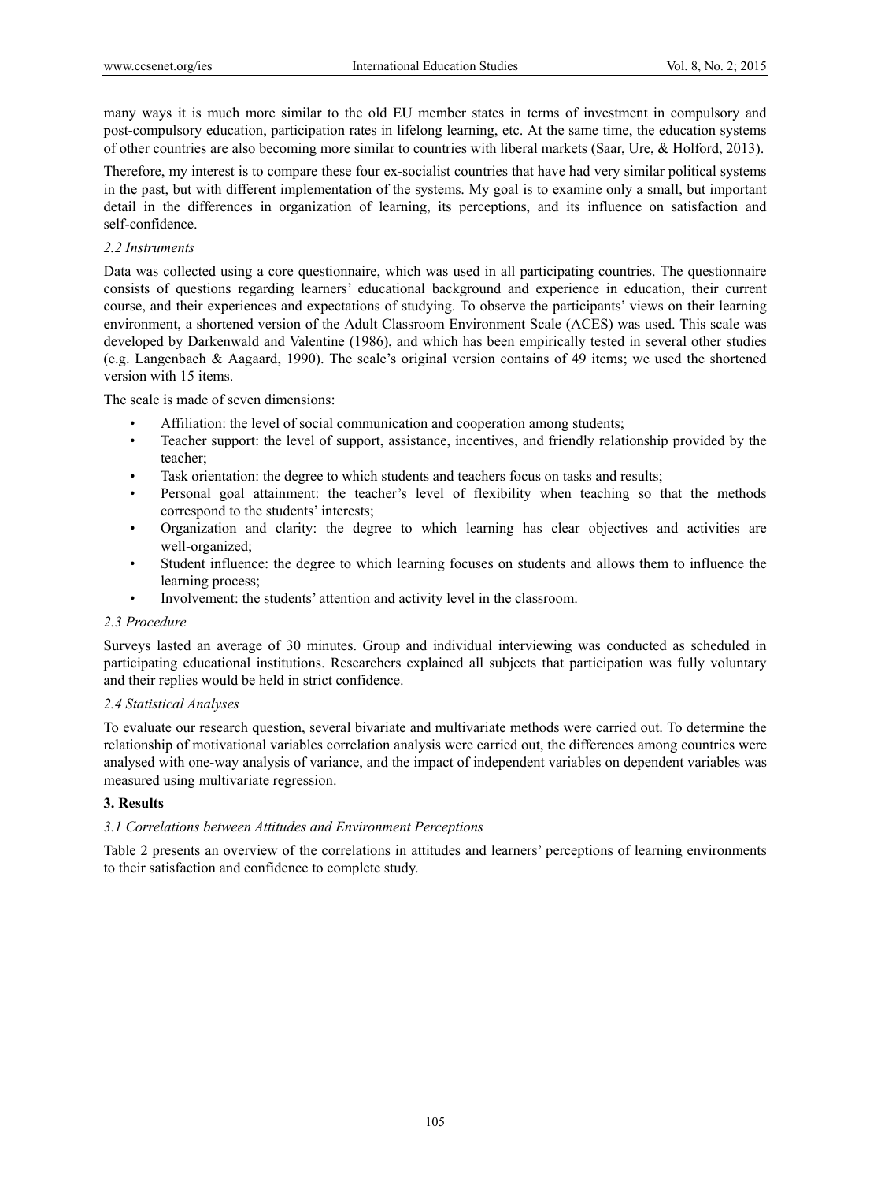many ways it is much more similar to the old EU member states in terms of investment in compulsory and post-compulsory education, participation rates in lifelong learning, etc. At the same time, the education systems of other countries are also becoming more similar to countries with liberal markets (Saar, Ure, & Holford, 2013).

Therefore, my interest is to compare these four ex-socialist countries that have had very similar political systems in the past, but with different implementation of the systems. My goal is to examine only a small, but important detail in the differences in organization of learning, its perceptions, and its influence on satisfaction and self-confidence.

### *2.2 Instruments*

Data was collected using a core questionnaire, which was used in all participating countries. The questionnaire consists of questions regarding learners' educational background and experience in education, their current course, and their experiences and expectations of studying. To observe the participants' views on their learning environment, a shortened version of the Adult Classroom Environment Scale (ACES) was used. This scale was developed by Darkenwald and Valentine (1986), and which has been empirically tested in several other studies (e.g. Langenbach & Aagaard, 1990). The scale's original version contains of 49 items; we used the shortened version with 15 items.

The scale is made of seven dimensions:

- Affiliation: the level of social communication and cooperation among students;
- Teacher support: the level of support, assistance, incentives, and friendly relationship provided by the teacher;
- Task orientation: the degree to which students and teachers focus on tasks and results;
- Personal goal attainment: the teacher's level of flexibility when teaching so that the methods correspond to the students' interests;
- Organization and clarity: the degree to which learning has clear objectives and activities are well-organized;
- Student influence: the degree to which learning focuses on students and allows them to influence the learning process;
- Involvement: the students' attention and activity level in the classroom.

### *2.3 Procedure*

Surveys lasted an average of 30 minutes. Group and individual interviewing was conducted as scheduled in participating educational institutions. Researchers explained all subjects that participation was fully voluntary and their replies would be held in strict confidence.

### *2.4 Statistical Analyses*

To evaluate our research question, several bivariate and multivariate methods were carried out. To determine the relationship of motivational variables correlation analysis were carried out, the differences among countries were analysed with one-way analysis of variance, and the impact of independent variables on dependent variables was measured using multivariate regression.

## 3. Results

### *3.1 Correlations between Attitudes and Environment Perceptions*

Table 2 presents an overview of the correlations in attitudes and learners' perceptions of learning environments to their satisfaction and confidence to complete study.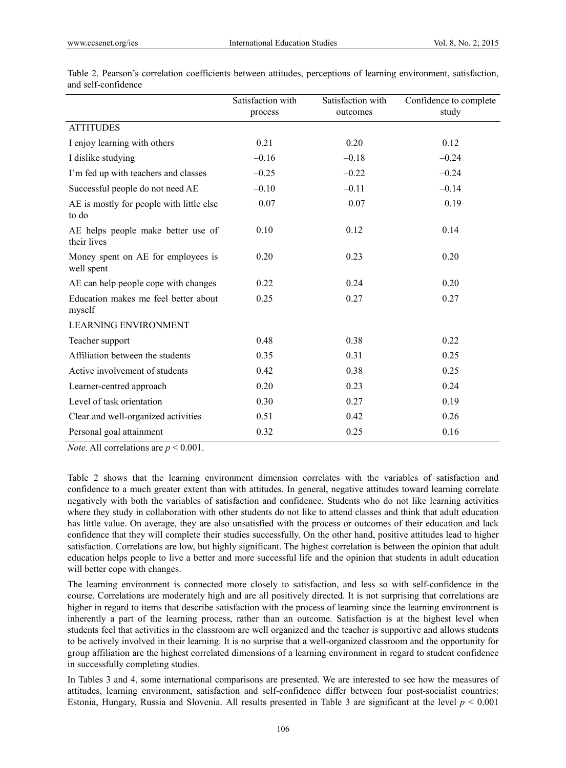Table 2. Pearson's correlation coefficients between attitudes, perceptions of learning environment, satisfaction, and self-confidence

| | Satisfaction with process | Satisfaction with outcomes | Confidence to complete study |
|---|---|---|---|
| ATTITUDES | | | |
| I enjoy learning with others | 0.21 | 0.20 | 0.12 |
| I dislike studying | –0.16 | –0.18 | –0.24 |
| I'm fed up with teachers and classes | –0.25 | –0.22 | –0.24 |
| Successful people do not need AE | –0.10 | –0.11 | –0.14 |
| AE is mostly for people with little else to do | –0.07 | –0.07 | –0.19 |
| AE helps people make better use of their lives | 0.10 | 0.12 | 0.14 |
| Money spent on AE for employees is well spent | 0.20 | 0.23 | 0.20 |
| AE can help people cope with changes | 0.22 | 0.24 | 0.20 |
| Education makes me feel better about myself | 0.25 | 0.27 | 0.27 |
| LEARNING ENVIRONMENT | | | |
| Teacher support | 0.48 | 0.38 | 0.22 |
| Affiliation between the students | 0.35 | 0.31 | 0.25 |
| Active involvement of students | 0.42 | 0.38 | 0.25 |
| Learner-centred approach | 0.20 | 0.23 | 0.24 |
| Level of task orientation | 0.30 | 0.27 | 0.19 |
| Clear and well-organized activities | 0.51 | 0.42 | 0.26 |
| Personal goal attainment | 0.32 | 0.25 | 0.16 |

*Note*. All correlations are $p < 0.001$.

Table 2 shows that the learning environment dimension correlates with the variables of satisfaction and confidence to a much greater extent than with attitudes. In general, negative attitudes toward learning correlate negatively with both the variables of satisfaction and confidence. Students who do not like learning activities where they study in collaboration with other students do not like to attend classes and think that adult education has little value. On average, they are also unsatisfied with the process or outcomes of their education and lack confidence that they will complete their studies successfully. On the other hand, positive attitudes lead to higher satisfaction. Correlations are low, but highly significant. The highest correlation is between the opinion that adult education helps people to live a better and more successful life and the opinion that students in adult education will better cope with changes.

The learning environment is connected more closely to satisfaction, and less so with self-confidence in the course. Correlations are moderately high and are all positively directed. It is not surprising that correlations are higher in regard to items that describe satisfaction with the process of learning since the learning environment is inherently a part of the learning process, rather than an outcome. Satisfaction is at the highest level when students feel that activities in the classroom are well organized and the teacher is supportive and allows students to be actively involved in their learning. It is no surprise that a well-organized classroom and the opportunity for group affiliation are the highest correlated dimensions of a learning environment in regard to student confidence in successfully completing studies.

In Tables 3 and 4, some international comparisons are presented. We are interested to see how the measures of attitudes, learning environment, satisfaction and self-confidence differ between four post-socialist countries: Estonia, Hungary, Russia and Slovenia. All results presented in Table 3 are significant at the level $p < 0.001$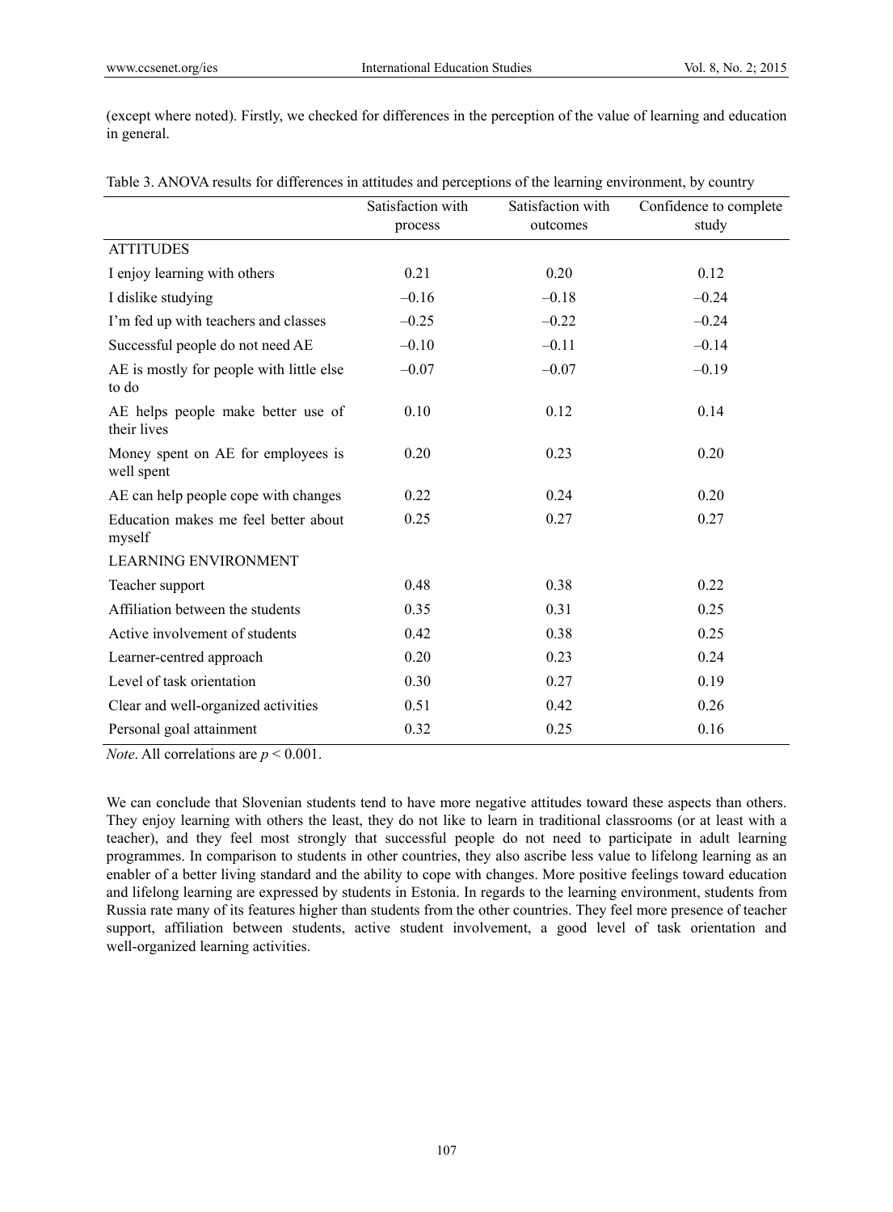(except where noted). Firstly, we checked for differences in the perception of the value of learning and education in general.

Table 3. ANOVA results for differences in attitudes and perceptions of the learning environment, by country

| | Satisfaction with process | Satisfaction with outcomes | Confidence to complete study |
|---|---|---|---|
| ATTITUDES | | | |
| I enjoy learning with others | 0.21 | 0.20 | 0.12 |
| I dislike studying | –0.16 | –0.18 | –0.24 |
| I'm fed up with teachers and classes | –0.25 | –0.22 | –0.24 |
| Successful people do not need AE | –0.10 | –0.11 | –0.14 |
| AE is mostly for people with little else to do | –0.07 | –0.07 | –0.19 |
| AE helps people make better use of their lives | 0.10 | 0.12 | 0.14 |
| Money spent on AE for employees is well spent | 0.20 | 0.23 | 0.20 |
| AE can help people cope with changes | 0.22 | 0.24 | 0.20 |
| Education makes me feel better about myself | 0.25 | 0.27 | 0.27 |
| LEARNING ENVIRONMENT | | | |
| Teacher support | 0.48 | 0.38 | 0.22 |
| Affiliation between the students | 0.35 | 0.31 | 0.25 |
| Active involvement of students | 0.42 | 0.38 | 0.25 |
| Learner-centred approach | 0.20 | 0.23 | 0.24 |
| Level of task orientation | 0.30 | 0.27 | 0.19 |
| Clear and well-organized activities | 0.51 | 0.42 | 0.26 |
| Personal goal attainment | 0.32 | 0.25 | 0.16 |

*Note*. All correlations are $p < 0.001$.

We can conclude that Slovenian students tend to have more negative attitudes toward these aspects than others. They enjoy learning with others the least, they do not like to learn in traditional classrooms (or at least with a teacher), and they feel most strongly that successful people do not need to participate in adult learning programmes. In comparison to students in other countries, they also ascribe less value to lifelong learning as an enabler of a better living standard and the ability to cope with changes. More positive feelings toward education and lifelong learning are expressed by students in Estonia. In regards to the learning environment, students from Russia rate many of its features higher than students from the other countries. They feel more presence of teacher support, affiliation between students, active student involvement, a good level of task orientation and well-organized learning activities.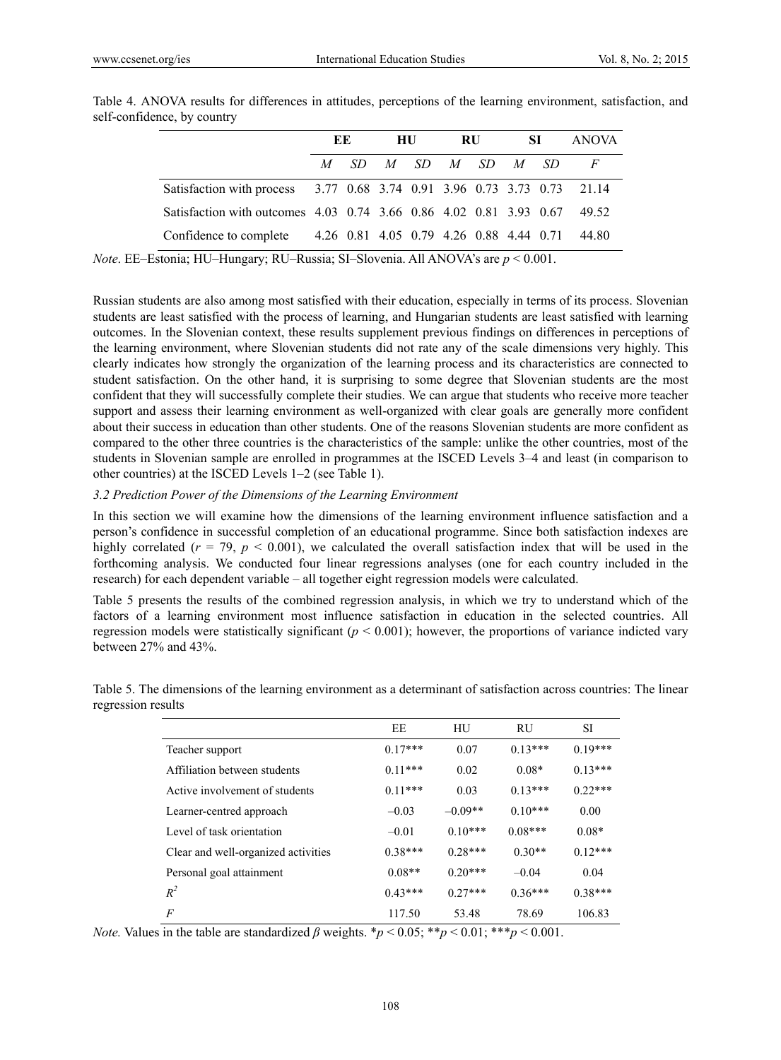Table 4. ANOVA results for differences in attitudes, perceptions of the learning environment, satisfaction, and self-confidence, by country

| | EE | | HU | | RU | | SI | | ANOVA |
|---|---|---|---|---|---|---|---|---|---|
| | *M* | *SD* | *M* | *SD* | *M* | *SD* | *M* | *SD* | *F* |
| Satisfaction with process | 3.77 | 0.68 | 3.74 | 0.91 | 3.96 | 0.73 | 3.73 | 0.73 | 21.14 |
| Satisfaction with outcomes | 4.03 | 0.74 | 3.66 | 0.86 | 4.02 | 0.81 | 3.93 | 0.67 | 49.52 |
| Confidence to complete | 4.26 | 0.81 | 4.05 | 0.79 | 4.26 | 0.88 | 4.44 | 0.71 | 44.80 |

*Note*. EE–Estonia; HU–Hungary; RU–Russia; SI–Slovenia. All ANOVA's are $p < 0.001$.

Russian students are also among most satisfied with their education, especially in terms of its process. Slovenian students are least satisfied with the process of learning, and Hungarian students are least satisfied with learning outcomes. In the Slovenian context, these results supplement previous findings on differences in perceptions of the learning environment, where Slovenian students did not rate any of the scale dimensions very highly. This clearly indicates how strongly the organization of the learning process and its characteristics are connected to student satisfaction. On the other hand, it is surprising to some degree that Slovenian students are the most confident that they will successfully complete their studies. We can argue that students who receive more teacher support and assess their learning environment as well-organized with clear goals are generally more confident about their success in education than other students. One of the reasons Slovenian students are more confident as compared to the other three countries is the characteristics of the sample: unlike the other countries, most of the students in Slovenian sample are enrolled in programmes at the ISCED Levels 3–4 and least (in comparison to other countries) at the ISCED Levels 1–2 (see Table 1).

### *3.2 Prediction Power of the Dimensions of the Learning Environment*

In this section we will examine how the dimensions of the learning environment influence satisfaction and a person's confidence in successful completion of an educational programme. Since both satisfaction indexes are highly correlated ($r = 79$, $p < 0.001$), we calculated the overall satisfaction index that will be used in the forthcoming analysis. We conducted four linear regressions analyses (one for each country included in the research) for each dependent variable – all together eight regression models were calculated.

Table 5 presents the results of the combined regression analysis, in which we try to understand which of the factors of a learning environment most influence satisfaction in education in the selected countries. All regression models were statistically significant ($p < 0.001$); however, the proportions of variance indicted vary between 27% and 43%.

Table 5. The dimensions of the learning environment as a determinant of satisfaction across countries: The linear regression results

| | EE | HU | RU | SI |
|---|---|---|---|---|
| Teacher support | 0.17*** | 0.07 | 0.13*** | 0.19*** |
| Affiliation between students | 0.11*** | 0.02 | 0.08* | 0.13*** |
| Active involvement of students | 0.11*** | 0.03 | 0.13*** | 0.22*** |
| Learner-centred approach | –0.03 | –0.09** | 0.10*** | 0.00 |
| Level of task orientation | –0.01 | 0.10*** | 0.08*** | 0.08* |
| Clear and well-organized activities | 0.38*** | 0.28*** | 0.30** | 0.12*** |
| Personal goal attainment | 0.08** | 0.20*** | –0.04 | 0.04 |
| $R^2$ | 0.43*** | 0.27*** | 0.36*** | 0.38*** |
| *F* | 117.50 | 53.48 | 78.69 | 106.83 |

*Note.* Values in the table are standardized $\beta$ weights. *$p < 0.05$; **$p < 0.01$; ***$p < 0.001$.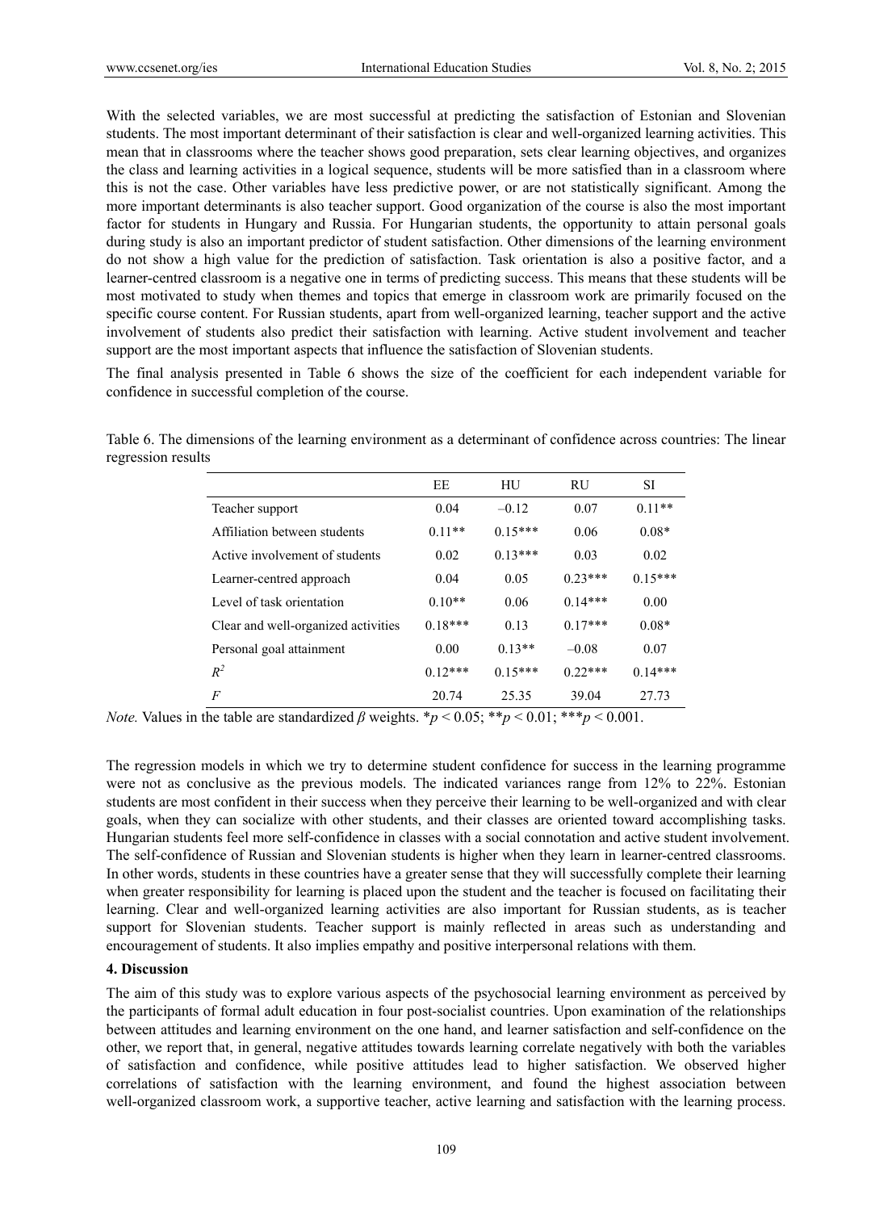With the selected variables, we are most successful at predicting the satisfaction of Estonian and Slovenian students. The most important determinant of their satisfaction is clear and well-organized learning activities. This mean that in classrooms where the teacher shows good preparation, sets clear learning objectives, and organizes the class and learning activities in a logical sequence, students will be more satisfied than in a classroom where this is not the case. Other variables have less predictive power, or are not statistically significant. Among the more important determinants is also teacher support. Good organization of the course is also the most important factor for students in Hungary and Russia. For Hungarian students, the opportunity to attain personal goals during study is also an important predictor of student satisfaction. Other dimensions of the learning environment do not show a high value for the prediction of satisfaction. Task orientation is also a positive factor, and a learner-centred classroom is a negative one in terms of predicting success. This means that these students will be most motivated to study when themes and topics that emerge in classroom work are primarily focused on the specific course content. For Russian students, apart from well-organized learning, teacher support and the active involvement of students also predict their satisfaction with learning. Active student involvement and teacher support are the most important aspects that influence the satisfaction of Slovenian students.

The final analysis presented in Table 6 shows the size of the coefficient for each independent variable for confidence in successful completion of the course.

Table 6. The dimensions of the learning environment as a determinant of confidence across countries: The linear regression results

| | EE | HU | RU | SI |
|---|---|---|---|---|
| Teacher support | 0.04 | –0.12 | 0.07 | 0.11** |
| Affiliation between students | 0.11** | 0.15*** | 0.06 | 0.08* |
| Active involvement of students | 0.02 | 0.13*** | 0.03 | 0.02 |
| Learner-centred approach | 0.04 | 0.05 | 0.23*** | 0.15*** |
| Level of task orientation | 0.10** | 0.06 | 0.14*** | 0.00 |
| Clear and well-organized activities | 0.18*** | 0.13 | 0.17*** | 0.08* |
| Personal goal attainment | 0.00 | 0.13** | –0.08 | 0.07 |
| $R^2$ | 0.12*** | 0.15*** | 0.22*** | 0.14*** |
| $F$ | 20.74 | 25.35 | 39.04 | 27.73 |

*Note.* Values in the table are standardized $\beta$ weights. *$p < 0.05$; **$p < 0.01$; ***$p < 0.001$.

The regression models in which we try to determine student confidence for success in the learning programme were not as conclusive as the previous models. The indicated variances range from 12% to 22%. Estonian students are most confident in their success when they perceive their learning to be well-organized and with clear goals, when they can socialize with other students, and their classes are oriented toward accomplishing tasks. Hungarian students feel more self-confidence in classes with a social connotation and active student involvement. The self-confidence of Russian and Slovenian students is higher when they learn in learner-centred classrooms. In other words, students in these countries have a greater sense that they will successfully complete their learning when greater responsibility for learning is placed upon the student and the teacher is focused on facilitating their learning. Clear and well-organized learning activities are also important for Russian students, as is teacher support for Slovenian students. Teacher support is mainly reflected in areas such as understanding and encouragement of students. It also implies empathy and positive interpersonal relations with them.

## 4. Discussion

The aim of this study was to explore various aspects of the psychosocial learning environment as perceived by the participants of formal adult education in four post-socialist countries. Upon examination of the relationships between attitudes and learning environment on the one hand, and learner satisfaction and self-confidence on the other, we report that, in general, negative attitudes towards learning correlate negatively with both the variables of satisfaction and confidence, while positive attitudes lead to higher satisfaction. We observed higher correlations of satisfaction with the learning environment, and found the highest association between well-organized classroom work, a supportive teacher, active learning and satisfaction with the learning process.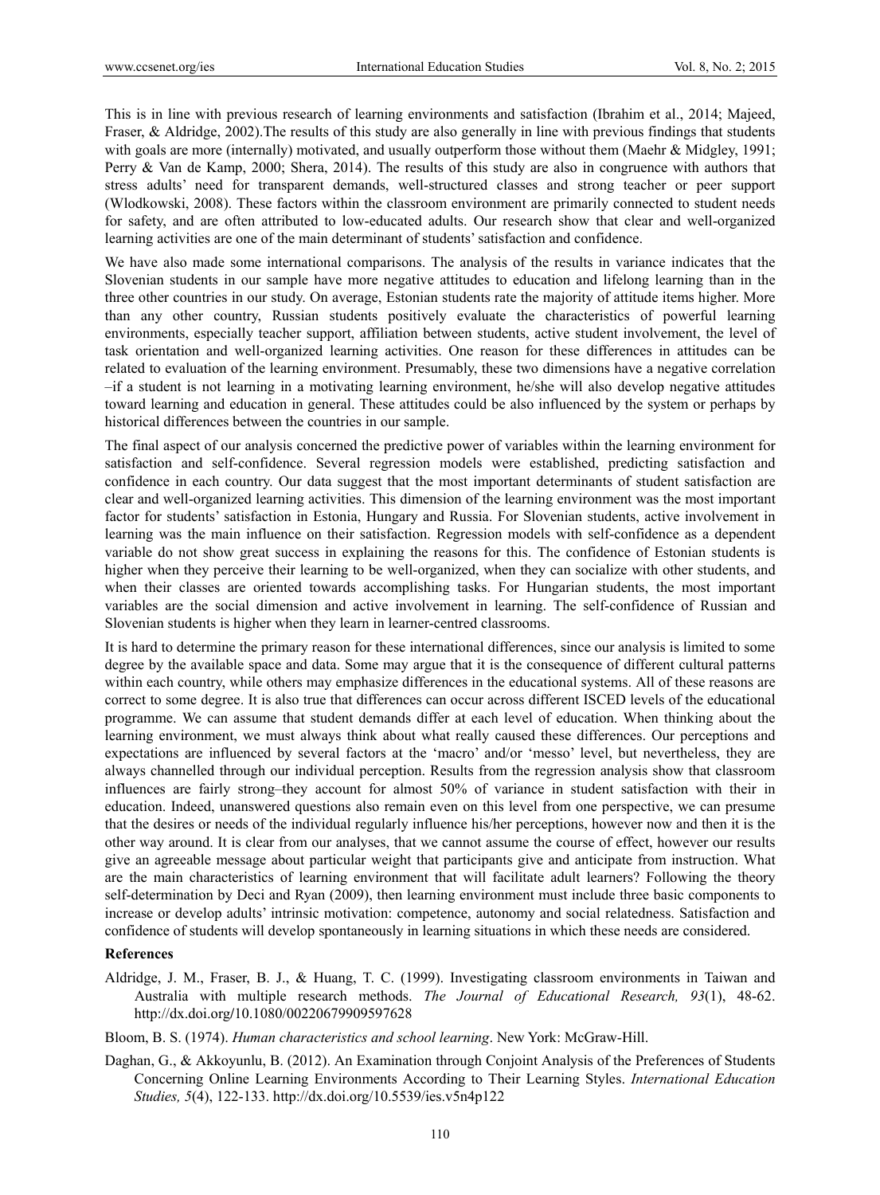This is in line with previous research of learning environments and satisfaction (Ibrahim et al., 2014; Majeed, Fraser, & Aldridge, 2002).The results of this study are also generally in line with previous findings that students with goals are more (internally) motivated, and usually outperform those without them (Maehr & Midgley, 1991; Perry & Van de Kamp, 2000; Shera, 2014). The results of this study are also in congruence with authors that stress adults' need for transparent demands, well-structured classes and strong teacher or peer support (Wlodkowski, 2008). These factors within the classroom environment are primarily connected to student needs for safety, and are often attributed to low-educated adults. Our research show that clear and well-organized learning activities are one of the main determinant of students' satisfaction and confidence.

We have also made some international comparisons. The analysis of the results in variance indicates that the Slovenian students in our sample have more negative attitudes to education and lifelong learning than in the three other countries in our study. On average, Estonian students rate the majority of attitude items higher. More than any other country, Russian students positively evaluate the characteristics of powerful learning environments, especially teacher support, affiliation between students, active student involvement, the level of task orientation and well-organized learning activities. One reason for these differences in attitudes can be related to evaluation of the learning environment. Presumably, these two dimensions have a negative correlation –if a student is not learning in a motivating learning environment, he/she will also develop negative attitudes toward learning and education in general. These attitudes could be also influenced by the system or perhaps by historical differences between the countries in our sample.

The final aspect of our analysis concerned the predictive power of variables within the learning environment for satisfaction and self-confidence. Several regression models were established, predicting satisfaction and confidence in each country. Our data suggest that the most important determinants of student satisfaction are clear and well-organized learning activities. This dimension of the learning environment was the most important factor for students' satisfaction in Estonia, Hungary and Russia. For Slovenian students, active involvement in learning was the main influence on their satisfaction. Regression models with self-confidence as a dependent variable do not show great success in explaining the reasons for this. The confidence of Estonian students is higher when they perceive their learning to be well-organized, when they can socialize with other students, and when their classes are oriented towards accomplishing tasks. For Hungarian students, the most important variables are the social dimension and active involvement in learning. The self-confidence of Russian and Slovenian students is higher when they learn in learner-centred classrooms.

It is hard to determine the primary reason for these international differences, since our analysis is limited to some degree by the available space and data. Some may argue that it is the consequence of different cultural patterns within each country, while others may emphasize differences in the educational systems. All of these reasons are correct to some degree. It is also true that differences can occur across different ISCED levels of the educational programme. We can assume that student demands differ at each level of education. When thinking about the learning environment, we must always think about what really caused these differences. Our perceptions and expectations are influenced by several factors at the 'macro' and/or 'messo' level, but nevertheless, they are always channelled through our individual perception. Results from the regression analysis show that classroom influences are fairly strong–they account for almost 50% of variance in student satisfaction with their in education. Indeed, unanswered questions also remain even on this level from one perspective, we can presume that the desires or needs of the individual regularly influence his/her perceptions, however now and then it is the other way around. It is clear from our analyses, that we cannot assume the course of effect, however our results give an agreeable message about particular weight that participants give and anticipate from instruction. What are the main characteristics of learning environment that will facilitate adult learners? Following the theory self-determination by Deci and Ryan (2009), then learning environment must include three basic components to increase or develop adults' intrinsic motivation: competence, autonomy and social relatedness. Satisfaction and confidence of students will develop spontaneously in learning situations in which these needs are considered.

## References

Aldridge, J. M., Fraser, B. J., & Huang, T. C. (1999). Investigating classroom environments in Taiwan and Australia with multiple research methods. *The Journal of Educational Research, 93*(1), 48-62. http://dx.doi.org/10.1080/00220679909597628

Bloom, B. S. (1974). *Human characteristics and school learning*. New York: McGraw-Hill.

Daghan, G., & Akkoyunlu, B. (2012). An Examination through Conjoint Analysis of the Preferences of Students Concerning Online Learning Environments According to Their Learning Styles. *International Education Studies, 5*(4), 122-133. http://dx.doi.org/10.5539/ies.v5n4p122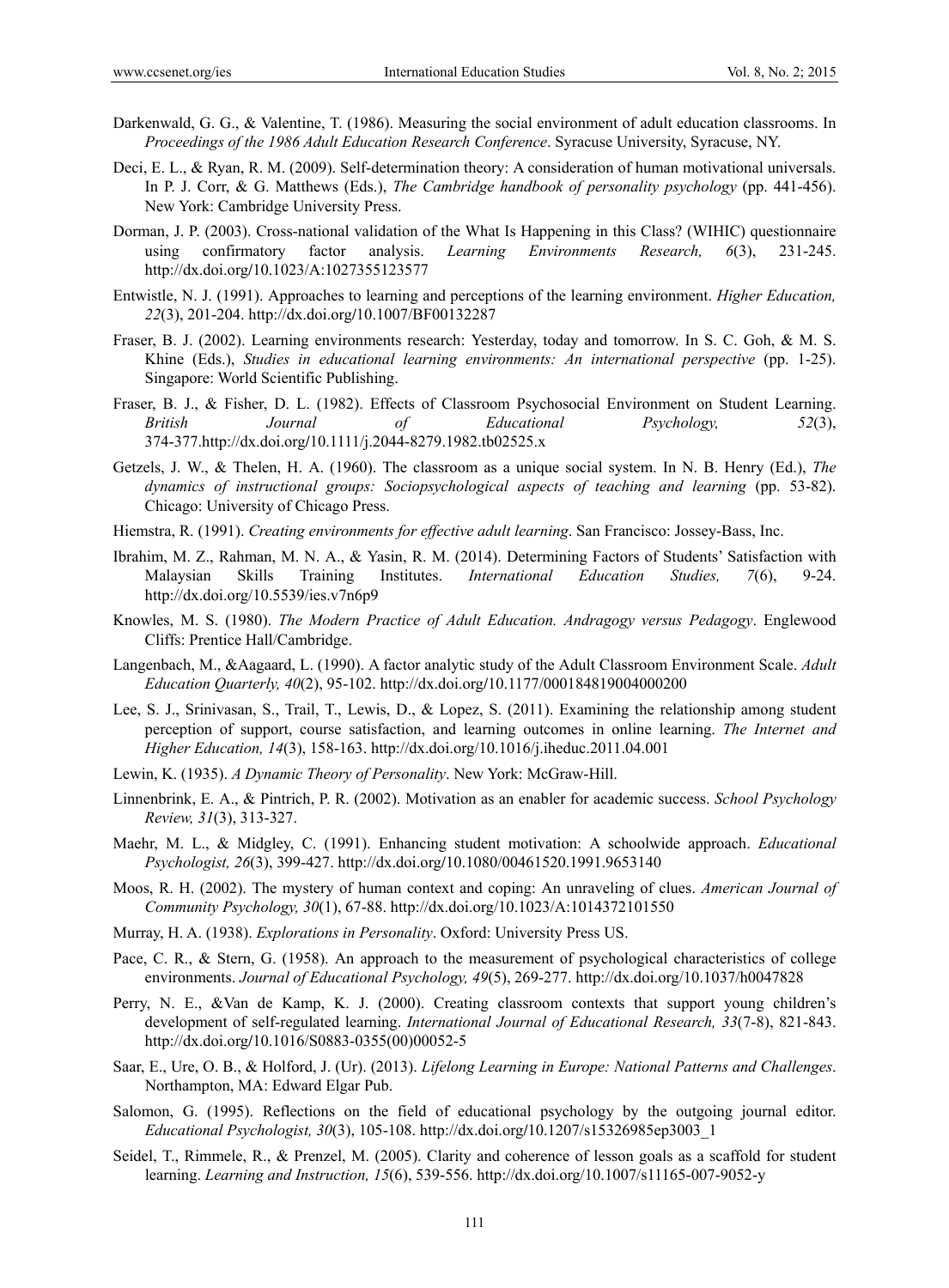Darkenwald, G. G., & Valentine, T. (1986). Measuring the social environment of adult education classrooms. In *Proceedings of the 1986 Adult Education Research Conference*. Syracuse University, Syracuse, NY.

Deci, E. L., & Ryan, R. M. (2009). Self-determination theory: A consideration of human motivational universals. In P. J. Corr, & G. Matthews (Eds.), *The Cambridge handbook of personality psychology* (pp. 441-456). New York: Cambridge University Press.

Dorman, J. P. (2003). Cross-national validation of the What Is Happening in this Class? (WIHIC) questionnaire using confirmatory factor analysis. *Learning Environments Research, 6*(3), 231-245. http://dx.doi.org/10.1023/A:1027355123577

Entwistle, N. J. (1991). Approaches to learning and perceptions of the learning environment. *Higher Education, 22*(3), 201-204. http://dx.doi.org/10.1007/BF00132287

Fraser, B. J. (2002). Learning environments research: Yesterday, today and tomorrow. In S. C. Goh, & M. S. Khine (Eds.), *Studies in educational learning environments: An international perspective* (pp. 1-25). Singapore: World Scientific Publishing.

Fraser, B. J., & Fisher, D. L. (1982). Effects of Classroom Psychosocial Environment on Student Learning. *British Journal of Educational Psychology, 52*(3), 374-377.http://dx.doi.org/10.1111/j.2044-8279.1982.tb02525.x

Getzels, J. W., & Thelen, H. A. (1960). The classroom as a unique social system. In N. B. Henry (Ed.), *The dynamics of instructional groups: Sociopsychological aspects of teaching and learning* (pp. 53-82). Chicago: University of Chicago Press.

Hiemstra, R. (1991). *Creating environments for effective adult learning*. San Francisco: Jossey-Bass, Inc.

Ibrahim, M. Z., Rahman, M. N. A., & Yasin, R. M. (2014). Determining Factors of Students' Satisfaction with Malaysian Skills Training Institutes. *International Education Studies, 7*(6), 9-24. http://dx.doi.org/10.5539/ies.v7n6p9

Knowles, M. S. (1980). *The Modern Practice of Adult Education. Andragogy versus Pedagogy*. Englewood Cliffs: Prentice Hall/Cambridge.

Langenbach, M., &Aagaard, L. (1990). A factor analytic study of the Adult Classroom Environment Scale. *Adult Education Quarterly, 40*(2), 95-102. http://dx.doi.org/10.1177/000184819004000200

Lee, S. J., Srinivasan, S., Trail, T., Lewis, D., & Lopez, S. (2011). Examining the relationship among student perception of support, course satisfaction, and learning outcomes in online learning. *The Internet and Higher Education, 14*(3), 158-163. http://dx.doi.org/10.1016/j.iheduc.2011.04.001

Lewin, K. (1935). *A Dynamic Theory of Personality*. New York: McGraw-Hill.

Linnenbrink, E. A., & Pintrich, P. R. (2002). Motivation as an enabler for academic success. *School Psychology Review, 31*(3), 313-327.

Maehr, M. L., & Midgley, C. (1991). Enhancing student motivation: A schoolwide approach. *Educational Psychologist, 26*(3), 399-427. http://dx.doi.org/10.1080/00461520.1991.9653140

Moos, R. H. (2002). The mystery of human context and coping: An unraveling of clues. *American Journal of Community Psychology, 30*(1), 67-88. http://dx.doi.org/10.1023/A:1014372101550

Murray, H. A. (1938). *Explorations in Personality*. Oxford: University Press US.

Pace, C. R., & Stern, G. (1958). An approach to the measurement of psychological characteristics of college environments. *Journal of Educational Psychology, 49*(5), 269-277. http://dx.doi.org/10.1037/h0047828

Perry, N. E., &Van de Kamp, K. J. (2000). Creating classroom contexts that support young children's development of self-regulated learning. *International Journal of Educational Research, 33*(7-8), 821-843. http://dx.doi.org/10.1016/S0883-0355(00)00052-5

Saar, E., Ure, O. B., & Holford, J. (Ur). (2013). *Lifelong Learning in Europe: National Patterns and Challenges*. Northampton, MA: Edward Elgar Pub.

Salomon, G. (1995). Reflections on the field of educational psychology by the outgoing journal editor. *Educational Psychologist, 30*(3), 105-108. http://dx.doi.org/10.1207/s15326985ep3003_1

Seidel, T., Rimmele, R., & Prenzel, M. (2005). Clarity and coherence of lesson goals as a scaffold for student learning. *Learning and Instruction, 15*(6), 539-556. http://dx.doi.org/10.1007/s11165-007-9052-y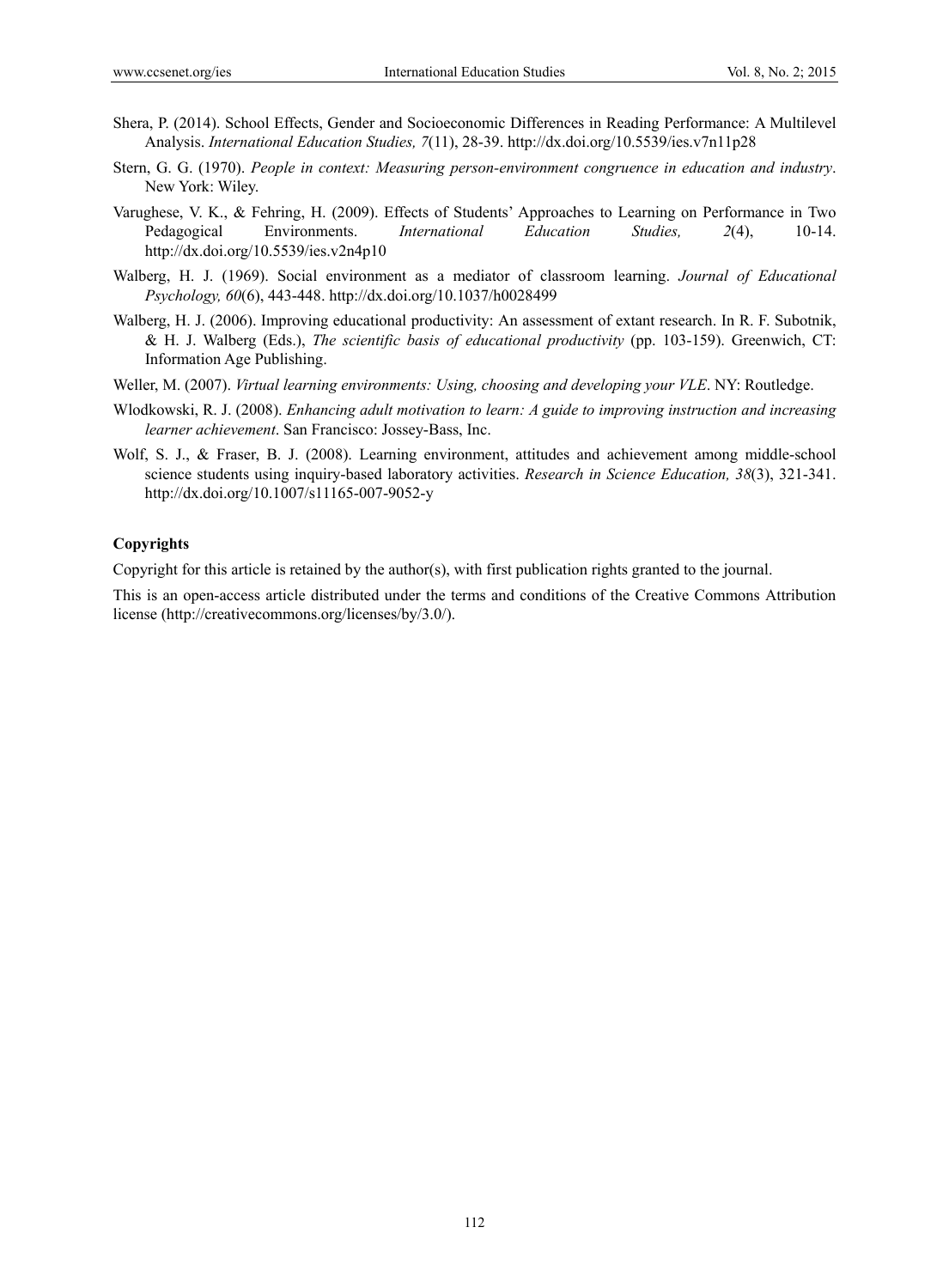Shera, P. (2014). School Effects, Gender and Socioeconomic Differences in Reading Performance: A Multilevel Analysis. *International Education Studies, 7*(11), 28-39. http://dx.doi.org/10.5539/ies.v7n11p28

Stern, G. G. (1970). *People in context: Measuring person-environment congruence in education and industry*. New York: Wiley.

Varughese, V. K., & Fehring, H. (2009). Effects of Students' Approaches to Learning on Performance in Two Pedagogical Environments. *International Education Studies, 2*(4), 10-14. http://dx.doi.org/10.5539/ies.v2n4p10

Walberg, H. J. (1969). Social environment as a mediator of classroom learning. *Journal of Educational Psychology, 60*(6), 443-448. http://dx.doi.org/10.1037/h0028499

Walberg, H. J. (2006). Improving educational productivity: An assessment of extant research. In R. F. Subotnik, & H. J. Walberg (Eds.), *The scientific basis of educational productivity* (pp. 103-159). Greenwich, CT: Information Age Publishing.

Weller, M. (2007). *Virtual learning environments: Using, choosing and developing your VLE*. NY: Routledge.

Wlodkowski, R. J. (2008). *Enhancing adult motivation to learn: A guide to improving instruction and increasing learner achievement*. San Francisco: Jossey-Bass, Inc.

Wolf, S. J., & Fraser, B. J. (2008). Learning environment, attitudes and achievement among middle-school science students using inquiry-based laboratory activities. *Research in Science Education, 38*(3), 321-341. http://dx.doi.org/10.1007/s11165-007-9052-y

**Copyrights**

Copyright for this article is retained by the author(s), with first publication rights granted to the journal.

This is an open-access article distributed under the terms and conditions of the Creative Commons Attribution license (http://creativecommons.org/licenses/by/3.0/).